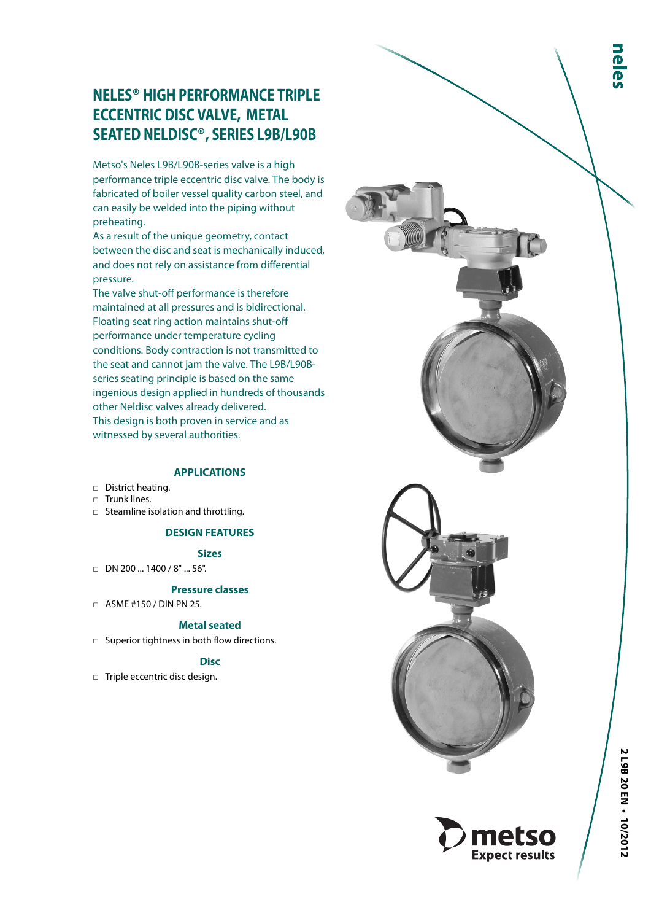# NELES® HIGH PERFORMANCE TRIPLE ECCENTRIC DISC VALVE, METAL SEATED NELDISC®, SERIES L9B/L90B

Metso's Neles L9B/L90B-series valve is a high performance triple eccentric disc valve. The body is fabricated of boiler vessel quality carbon steel, and can easily be welded into the piping without preheating.

As a result of the unique geometry, contact between the disc and seat is mechanically induced, and does not rely on assistance from differential pressure.

The valve shut-off performance is therefore maintained at all pressures and is bidirectional. Floating seat ring action maintains shut-off performance under temperature cycling conditions. Body contraction is not transmitted to the seat and cannot jam the valve. The L9B/L90B-series seating principle is based on the same ingenious design applied in hundreds of thousands other Neldisc valves already delivered.

This design is both proven in service and as witnessed by several authorities.

## APPLICATIONS

- District heating.
- Trunk lines.
- Steamline isolation and throttling.

## DESIGN FEATURES

### Sizes

- DN 200 ... 1400 / 8" ... 56".

### Pressure classes

- ASME #150 / DIN PN 25.

### Metal seated

- Superior tightness in both flow directions.

### Disc

- Triple eccentric disc design.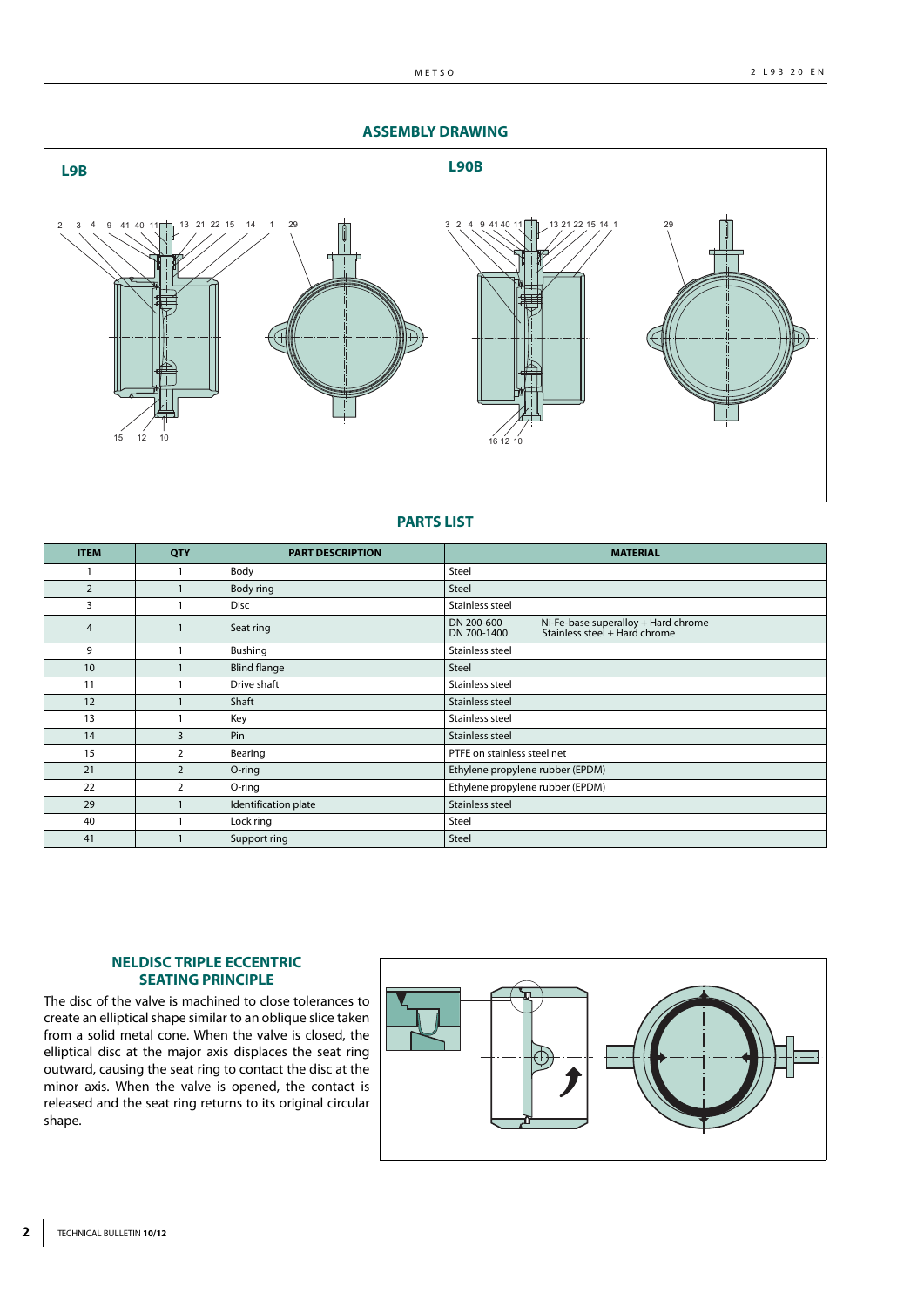## ASSEMBLY DRAWING

**L9B**

**L90B**

## PARTS LIST

| ITEM | QTY | PART DESCRIPTION | MATERIAL |
|---|---|---|---|
| 1 | 1 | Body | Steel |
| 2 | 1 | Body ring | Steel |
| 3 | 1 | Disc | Stainless steel |
| 4 | 1 | Seat ring | DN 200-600 Ni-Fe-base superalloy + Hard chrome<br>DN 700-1400 Stainless steel + Hard chrome |
| 9 | 1 | Bushing | Stainless steel |
| 10 | 1 | Blind flange | Steel |
| 11 | 1 | Drive shaft | Stainless steel |
| 12 | 1 | Shaft | Stainless steel |
| 13 | 1 | Key | Stainless steel |
| 14 | 3 | Pin | Stainless steel |
| 15 | 2 | Bearing | PTFE on stainless steel net |
| 21 | 2 | O-ring | Ethylene propylene rubber (EPDM) |
| 22 | 2 | O-ring | Ethylene propylene rubber (EPDM) |
| 29 | 1 | Identification plate | Stainless steel |
| 40 | 1 | Lock ring | Steel |
| 41 | 1 | Support ring | Steel |

## NELDISC TRIPLE ECCENTRIC SEATING PRINCIPLE

The disc of the valve is machined to close tolerances to create an elliptical shape similar to an oblique slice taken from a solid metal cone. When the valve is closed, the elliptical disc at the major axis displaces the seat ring outward, causing the seat ring to contact the disc at the minor axis. When the valve is opened, the contact is released and the seat ring returns to its original circular shape.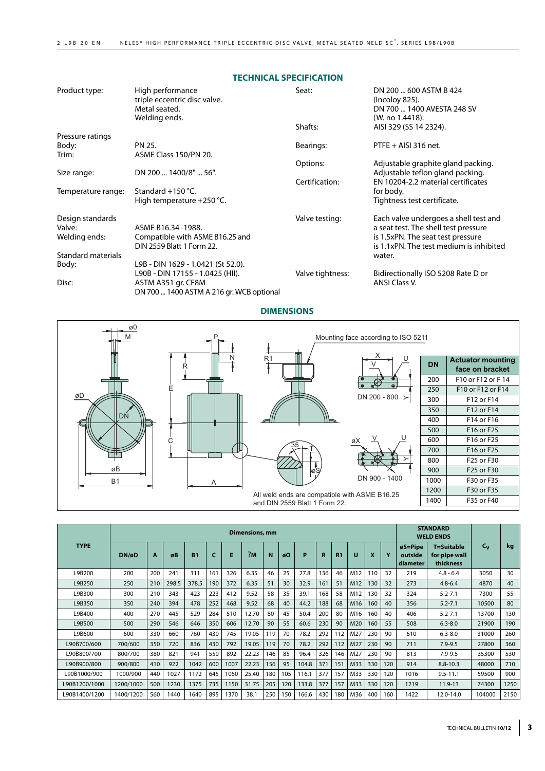## TECHNICAL SPECIFICATION

| | |
|---|---|
| Product type: | High performance triple eccentric disc valve. Metal seated. Welding ends. |
| Pressure ratings | |
| Body: | PN 25. |
| Trim: | ASME Class 150/PN 20. |
| Size range: | DN 200 ... 1400/8" ... 56". |
| Temperature range: | Standard +150 °C. High temperature +250 °C. |
| Design standards | |
| Valve: | ASME B16.34 -1988. |
| Welding ends: | Compatible with ASME B16.25 and DIN 2559 Blatt 1 Form 22. |
| Standard materials | |
| Body: | L9B - DIN 1629 - 1.0421 (St 52.0). L90B - DIN 17155 - 1.0425 (HII). |
| Disc: | ASTM A351 gr. CF8M DN 700 ... 1400 ASTM A 216 gr. WCB optional |
| Seat: | DN 200 ... 600 ASTM B 424 (Incoloy 825). DN 700 ... 1400 AVESTA 248 SV (W. no 1.4418). |
| Shafts: | AISI 329 (SS 14 2324). |
| Bearings: | PTFE + AISI 316 net. |
| Options: | Adjustable graphite gland packing. Adjustable teflon gland packing. |
| Certification: | EN 10204-2.2 material certificates for body. Tightness test certificate. |
| Valve testing: | Each valve undergoes a shell test and a seat test. The shell test pressure is 1.5xPN. The seat test pressure is 1.1xPN. The test medium is inhibited water. |
| Valve tightness: | Bidirectionally ISO 5208 Rate D or ANSI Class V. |

## DIMENSIONS

Mounting face according to ISO 5211

DN 200 - 800

DN 900 - 1400

All weld ends are compatible with ASME B16.25 and DIN 2559 Blatt 1 Form 22.

| DN | Actuator mounting face on bracket |
|---|---|
| 200 | F10 or F12 or F 14 |
| 250 | F10 or F12 or F14 |
| 300 | F12 or F14 |
| 350 | F12 or F14 |
| 400 | F14 or F16 |
| 500 | F16 or F25 |
| 600 | F16 or F25 |
| 700 | F16 or F25 |
| 800 | F25 or F30 |
| 900 | F25 or F30 |
| 1000 | F30 or F35 |
| 1200 | F30 or F35 |
| 1400 | F35 or F40 |

| TYPE | Dimensions, mm | | | | | | | | | | | | | | | STANDARD WELD ENDS | | $C_V$ | kg |
|---|---|---|---|---|---|---|---|---|---|---|---|---|---|---|---|---|---|---|---|
| | DN/øD | A | øB | B1 | C | E | ?M | N | øO | P | R | R1 | U | X | Y | øS=Pipe outside diameter | T=Suitable for pipe wall thickness | | |
| L9B200 | 200 | 200 | 241 | 311 | 161 | 326 | 6.35 | 46 | 25 | 27.8 | 136 | 46 | M12 | 110 | 32 | 219 | 4.8 - 6.4 | 3050 | 30 |
| L9B250 | 250 | 210 | 298.5 | 378.5 | 190 | 372 | 6.35 | 51 | 30 | 32.9 | 161 | 51 | M12 | 130 | 32 | 273 | 4.8-6.4 | 4870 | 40 |
| L9B300 | 300 | 210 | 343 | 423 | 223 | 412 | 9.52 | 58 | 35 | 39.1 | 168 | 58 | M12 | 130 | 32 | 324 | 5.2-7.1 | 7300 | 55 |
| L9B350 | 350 | 240 | 394 | 478 | 252 | 468 | 9.52 | 68 | 40 | 44.2 | 188 | 68 | M16 | 160 | 40 | 356 | 5.2-7.1 | 10500 | 80 |
| L9B400 | 400 | 270 | 445 | 529 | 284 | 510 | 12.70 | 80 | 45 | 50.4 | 200 | 80 | M16 | 160 | 40 | 406 | 5.2-7.1 | 13700 | 130 |
| L9B500 | 500 | 290 | 546 | 646 | 350 | 606 | 12.70 | 90 | 55 | 60.6 | 230 | 90 | M20 | 160 | 55 | 508 | 6.3-8.0 | 21900 | 190 |
| L9B600 | 600 | 330 | 660 | 760 | 430 | 745 | 19.05 | 119 | 70 | 78.2 | 292 | 112 | M27 | 230 | 90 | 610 | 6.3-8.0 | 31000 | 260 |
| L90B700/600 | 700/600 | 350 | 720 | 836 | 430 | 792 | 19.05 | 119 | 70 | 78.2 | 292 | 112 | M27 | 230 | 90 | 711 | 7.9-9.5 | 27800 | 360 |
| L90B800/700 | 800/700 | 380 | 821 | 941 | 550 | 892 | 22.23 | 146 | 85 | 96.4 | 326 | 146 | M27 | 230 | 90 | 813 | 7.9-9.5 | 35300 | 530 |
| L90B900/800 | 900/800 | 410 | 922 | 1042 | 600 | 1007 | 22.23 | 156 | 95 | 104.8 | 371 | 151 | M33 | 330 | 120 | 914 | 8.8-10.3 | 48000 | 710 |
| L90B1000/900 | 1000/900 | 440 | 1027 | 1172 | 645 | 1060 | 25.40 | 180 | 105 | 116.1 | 377 | 157 | M33 | 330 | 120 | 1016 | 9.5-11.1 | 59500 | 900 |
| L90B1200/1000 | 1200/1000 | 500 | 1230 | 1375 | 735 | 1150 | 31.75 | 205 | 120 | 133.8 | 377 | 157 | M33 | 330 | 120 | 1219 | 11.9-13 | 74300 | 1250 |
| L90B1400/1200 | 1400/1200 | 560 | 1440 | 1640 | 895 | 1370 | 38.1 | 250 | 150 | 166.6 | 430 | 180 | M36 | 400 | 160 | 1422 | 12.0-14.0 | 104000 | 2150 |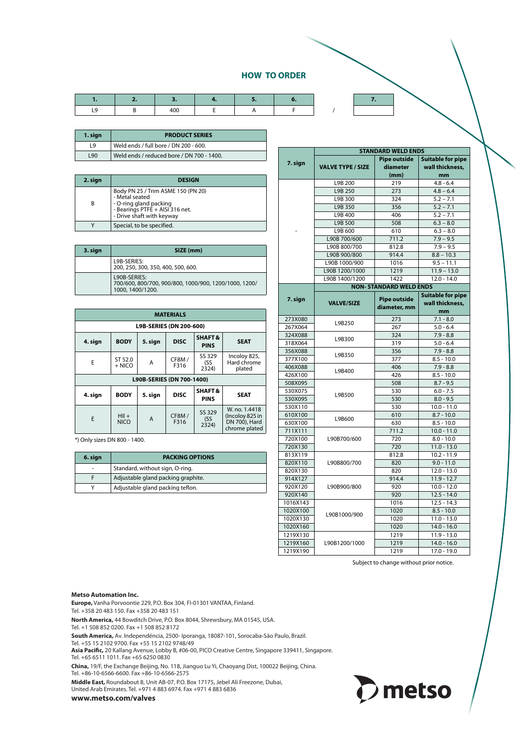## HOW TO ORDER

| 1. | 2. | 3. | 4. | 5. | 6. | | 7. |
|---|---|---|---|---|---|---|---|
| L9 | B | 400 | E | A | F | / | |

| 1. sign | PRODUCT SERIES |
|---|---|
| L9 | Weld ends / full bore / DN 200 - 600. |
| L90 | Weld ends / reduced bore / DN 700 - 1400. |

| 2. sign | DESIGN |
|---|---|
| B | Body PN 25 / Trim ASME 150 (PN 20)<br>- Metal seated<br>- O-ring gland packing<br>- Bearings PTFE + AISI 316 net.<br>- Drive shaft with keyway |
| Y | Special, to be specified. |

| 3. sign | SIZE (mm) |
|---|---|
| | L9B-SERIES:<br>200, 250, 300, 350, 400, 500, 600. |
| | L90B-SERIES:<br>700/600, 800/700, 900/800, 1000/900, 1200/1000, 1200/1000, 1400/1200. |

| MATERIALS | | | | | |
|---|---|---|---|---|---|
| **L9B-SERIES (DN 200-600)** | | | | | |
| 4. sign | BODY | 5. sign | DISC | SHAFT & PINS | SEAT |
| E | ST 52.0 + NICO | A | CF8M / F316 | SS 329 (SS 2324) | Incoloy 825, Hard chrome plated |
| **L90B-SERIES (DN 700-1400)** | | | | | |
| 4. sign | BODY | 5. sign | DISC | SHAFT & PINS | SEAT |
| E | HII + NICO | A | CF8M / F316 | SS 329 (SS 2324) | W. no. 1.4418 (Incoloy 825 in DN 700), Hard chrome plated |

*) Only sizes DN 800 - 1400.

| 6. sign | PACKING OPTIONS |
|---|---|
| - | Standard, without sign, O-ring. |
| F | Adjustable gland packing graphite. |
| Y | Adjustable gland packing teflon. |

| 7. sign | STANDARD WELD ENDS | | |
|---|---|---|---|
| | VALVE TYPE / SIZE | Pipe outside diameter (mm) | Suitable for pipe wall thickness, mm |
| - | L9B 200 | 219 | 4.8 - 6.4 |
| | L9B 250 | 273 | 4.8 – 6.4 |
| | L9B 300 | 324 | 5.2 – 7.1 |
| | L9B 350 | 356 | 5.2 – 7.1 |
| | L9B 400 | 406 | 5.2 – 7.1 |
| | L9B 500 | 508 | 6.3 – 8.0 |
| | L9B 600 | 610 | 6.3 – 8.0 |
| | L90B 700/600 | 711.2 | 7.9 – 9.5 |
| | L90B 800/700 | 812.8 | 7.9 – 9.5 |
| | L90B 900/800 | 914.4 | 8.8 – 10.3 |
| | L90B 1000/900 | 1016 | 9.5 – 11.1 |
| | L90B 1200/1000 | 1219 | 11.9 – 13.0 |
| | L90B 1400/1200 | 1422 | 12.0 - 14.0 |

| 7. sign | NON- STANDARD WELD ENDS | | |
|---|---|---|---|
| | VALVE/SIZE | Pipe outside diameter, mm | Suitable for pipe wall thickness, mm |
| 273X080 | L9B250 | 273 | 7.1 - 8.0 |
| 267X064 | | 267 | 5.0 - 6.4 |
| 324X088 | L9B300 | 324 | 7.9 - 8.8 |
| 318X064 | | 319 | 5.0 - 6.4 |
| 356X088 | L9B350 | 356 | 7.9 - 8.8 |
| 377X100 | | 377 | 8.5 - 10.0 |
| 406X088 | L9B400 | 406 | 7.9 - 8.8 |
| 426X100 | | 426 | 8.5 - 10.0 |
| 508X095 | L9B500 | 508 | 8.7 - 9.5 |
| 530X075 | | 530 | 6.0 - 7.5 |
| 530X095 | | 530 | 8.0 - 9.5 |
| 530X110 | | 530 | 10.0 - 11.0 |
| 610X100 | L9B600 | 610 | 8.7 - 10.0 |
| 630X100 | | 630 | 8.5 - 10.0 |
| 711X111 | L90B700/600 | 711.2 | 10.0 - 11.0 |
| 720X100 | | 720 | 8.0 - 10.0 |
| 720X130 | | 720 | 11.0 - 13.0 |
| 813X119 | L90B800/700 | 812.8 | 10.2 - 11.9 |
| 820X110 | | 820 | 9.0 - 11.0 |
| 820X130 | | 820 | 12.0 - 13.0 |
| 914X127 | L90B900/800 | 914.4 | 11.9 - 12.7 |
| 920X120 | | 920 | 10.0 - 12.0 |
| 920X140 | | 920 | 12.5 - 14.0 |
| 1016X143 | L90B1000/900 | 1016 | 12.5 - 14.3 |
| 1020X100 | | 1020 | 8.5 - 10.0 |
| 1020X130 | | 1020 | 11.0 - 13.0 |
| 1020X160 | | 1020 | 14.0 - 16.0 |
| 1219X130 | L90B1200/1000 | 1219 | 11.9 - 13.0 |
| 1219X160 | | 1219 | 14.0 - 16.0 |
| 1219X190 | | 1219 | 17.0 - 19.0 |

Subject to change without prior notice.

**Metso Automation Inc.**

**Europe,** Vanha Porvoontie 229, P.O. Box 304, FI-01301 VANTAA, Finland.
Tel. +358 20 483 150. Fax +358 20 483 151

**North America,** 44 Bowditch Drive, P.O. Box 8044, Shrewsbury, MA 01545, USA.
Tel. +1 508 852 0200. Fax +1 508 852 8172

**South America,** Av. Independência, 2500- Iporanga, 18087-101, Sorocaba-São Paulo, Brazil.
Tel. +55 15 2102 9700. Fax +55 15 2102 9748/49

**Asia Pacific,** 20 Kallang Avenue, Lobby B, #06-00, PICO Creative Centre, Singapore 339411, Singapore.
Tel. +65 6511 1011. Fax +65 6250 0830

**China,** 19/F, the Exchange Beijing, No. 118, Jianguo Lu Yi, Chaoyang Dist, 100022 Beijing, China.
Tel. +86-10-6566-6600. Fax +86-10-6566-2575

**Middle East,** Roundabout 8, Unit AB-07, P.O. Box 17175, Jebel Ali Freezone, Dubai,
United Arab Emirates. Tel. +971 4 883 6974. Fax +971 4 883 6836

**www.metso.com/valves**

metso